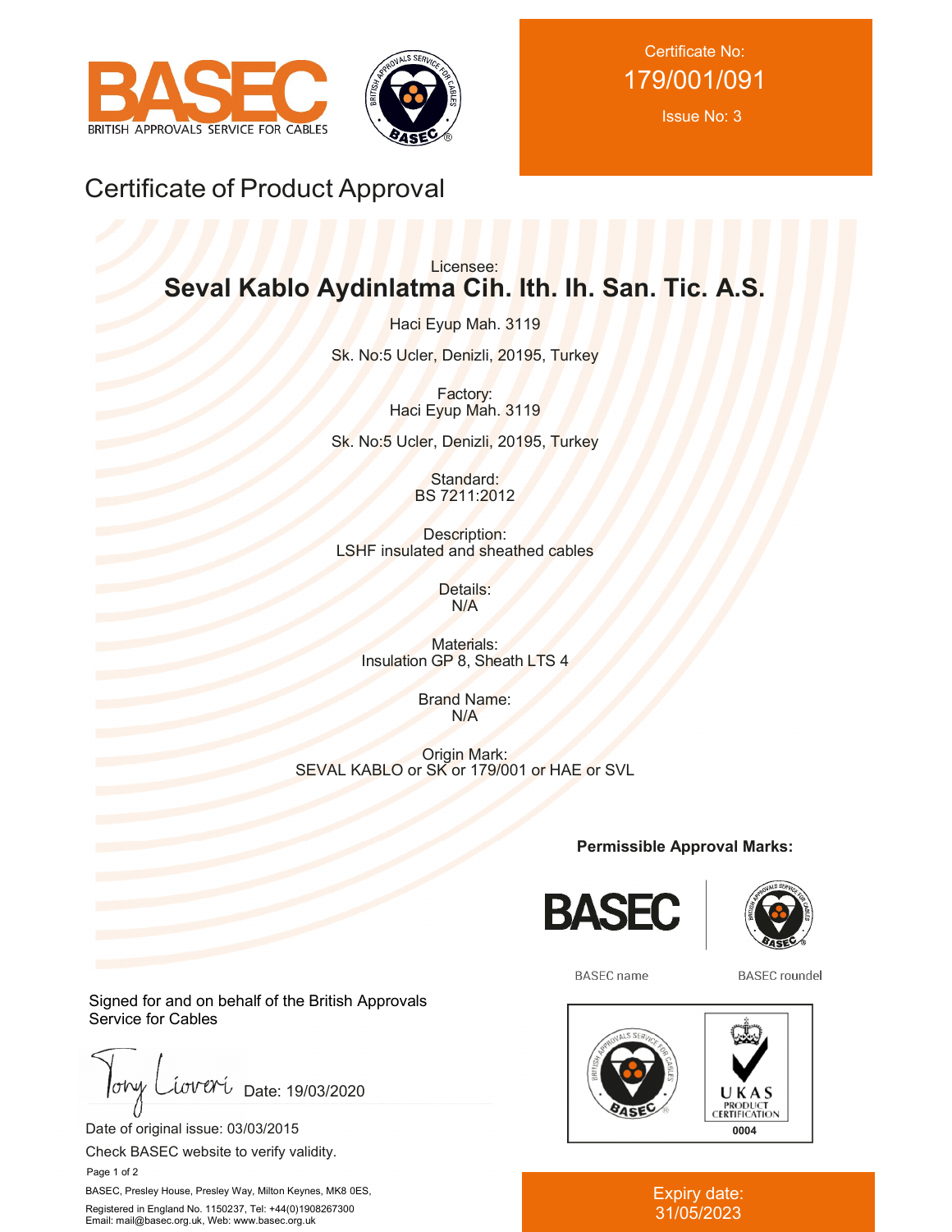BASEC
BRITISH APPROVALS SERVICE FOR CABLES

Certificate No:
179/001/091

Issue No: 3

# Certificate of Product Approval

Licensee:
**Seval Kablo Aydinlatma Cih. Ith. Ih. San. Tic. A.S.**

Haci Eyup Mah. 3119

Sk. No:5 Ucler, Denizli, 20195, Turkey

Factory:
Haci Eyup Mah. 3119

Sk. No:5 Ucler, Denizli, 20195, Turkey

Standard:
BS 7211:2012

Description:
LSHF insulated and sheathed cables

Details:
N/A

Materials:
Insulation GP 8, Sheath LTS 4

Brand Name:
N/A

Origin Mark:
SEVAL KABLO or SK or 179/001 or HAE or SVL

**Permissible Approval Marks:**

BASEC name    BASEC roundel

UKAS PRODUCT CERTIFICATION 0004

Signed for and on behalf of the British Approvals Service for Cables

Tony Liveri Date: 19/03/2020

Date of original issue: 03/03/2015

Check BASEC website to verify validity.

BASEC, Presley House, Presley Way, Milton Keynes, MK8 0ES,

Registered in England No. 1150237, Tel: +44(0)1908267300
Email: mail@basec.org.uk, Web: www.basec.org.uk

Expiry date:
31/05/2023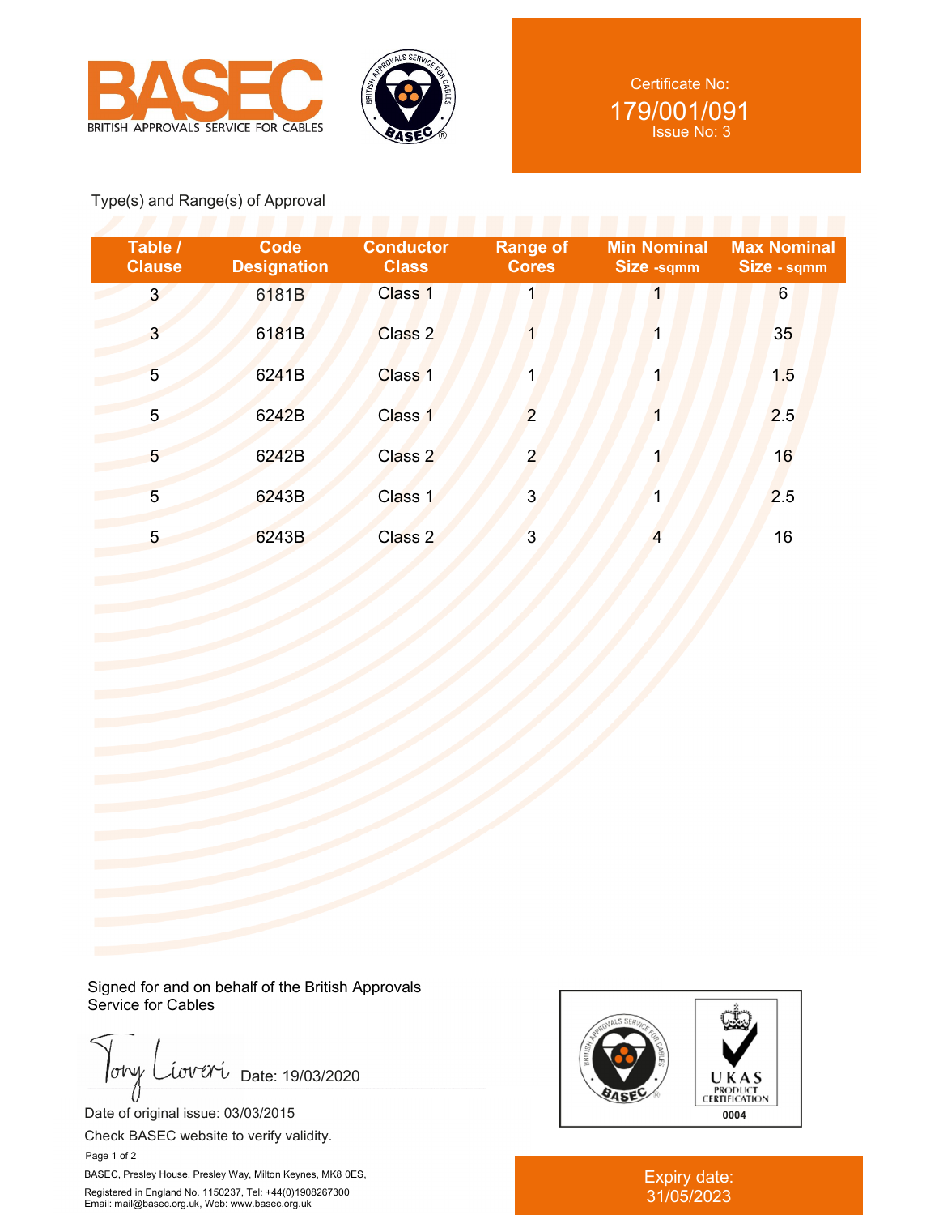BASEC

BRITISH APPROVALS SERVICE FOR CABLES

Certificate No:
179/001/091
Issue No: 3

Type(s) and Range(s) of Approval

| Table / Clause | Code Designation | Conductor Class | Range of Cores | Min Nominal Size -sqmm | Max Nominal Size - sqmm |
|---|---|---|---|---|---|
| 3 | 6181B | Class 1 | 1 | 1 | 6 |
| 3 | 6181B | Class 2 | 1 | 1 | 35 |
| 5 | 6241B | Class 1 | 1 | 1 | 1.5 |
| 5 | 6242B | Class 1 | 2 | 1 | 2.5 |
| 5 | 6242B | Class 2 | 2 | 1 | 16 |
| 5 | 6243B | Class 1 | 3 | 1 | 2.5 |
| 5 | 6243B | Class 2 | 3 | 4 | 16 |

Signed for and on behalf of the British Approvals Service for Cables

Tony Liveri Date: 19/03/2020

Date of original issue: 03/03/2015

Check BASEC website to verify validity.

UKAS PRODUCT CERTIFICATION 0004

BASEC, Presley House, Presley Way, Milton Keynes, MK8 0ES,

Registered in England No. 1150237, Tel: +44(0)1908267300
Email: mail@basec.org.uk, Web: www.basec.org.uk

Expiry date:
31/05/2023